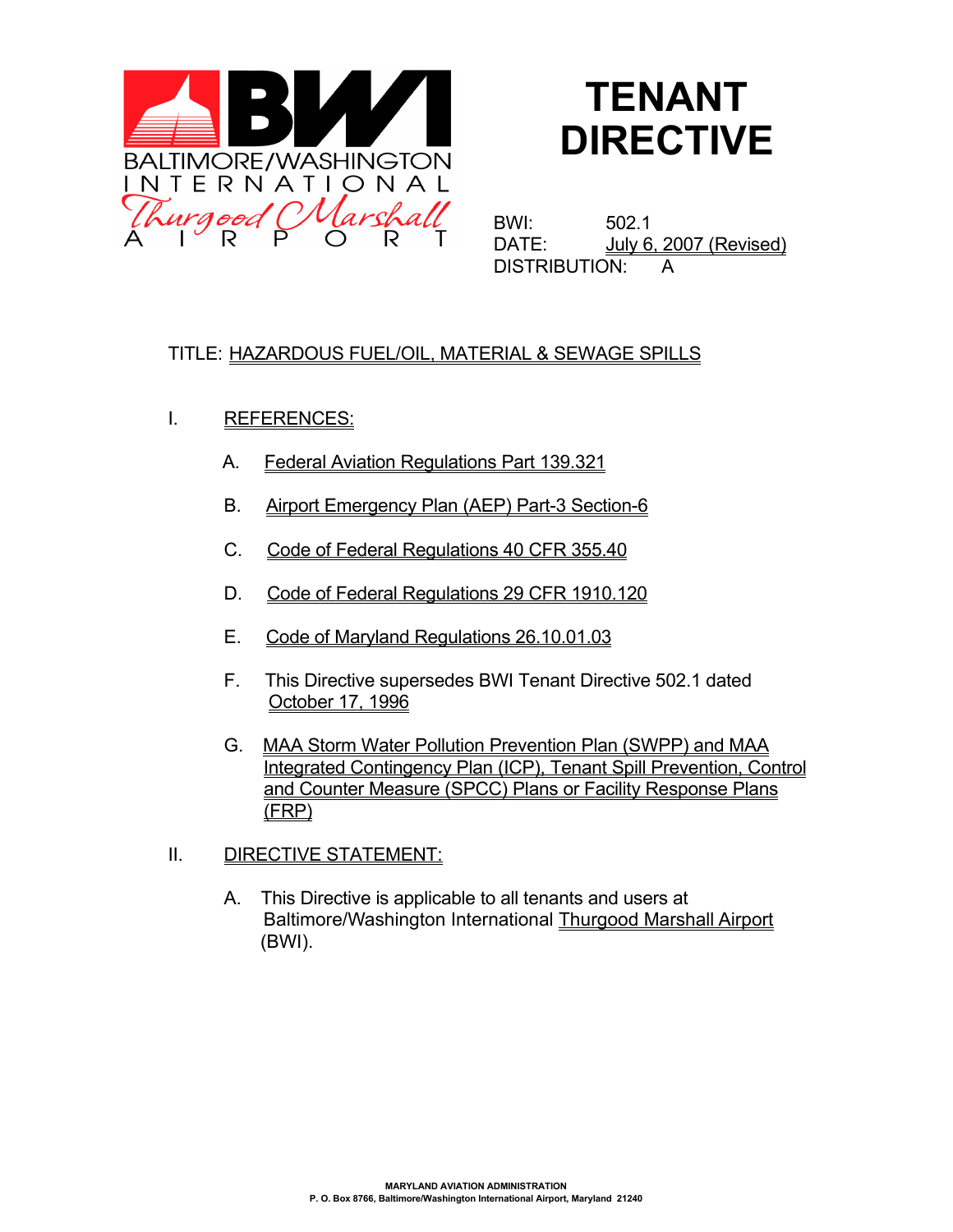BALTIMORE/WASHINGTON INTERNATIONAL Thurgood Marshall AIRPORT

# TENANT DIRECTIVE

BWI: 502.1
DATE: July 6, 2007 (Revised)
DISTRIBUTION: A

TITLE: HAZARDOUS FUEL/OIL, MATERIAL & SEWAGE SPILLS

I. REFERENCES:

A. Federal Aviation Regulations Part 139.321

B. Airport Emergency Plan (AEP) Part-3 Section-6

C. Code of Federal Regulations 40 CFR 355.40

D. Code of Federal Regulations 29 CFR 1910.120

E. Code of Maryland Regulations 26.10.01.03

F. This Directive supersedes BWI Tenant Directive 502.1 dated October 17, 1996

G. MAA Storm Water Pollution Prevention Plan (SWPP) and MAA Integrated Contingency Plan (ICP), Tenant Spill Prevention, Control and Counter Measure (SPCC) Plans or Facility Response Plans (FRP)

II. DIRECTIVE STATEMENT:

A. This Directive is applicable to all tenants and users at Baltimore/Washington International Thurgood Marshall Airport (BWI).

MARYLAND AVIATION ADMINISTRATION
P. O. Box 8766, Baltimore/Washington International Airport, Maryland 21240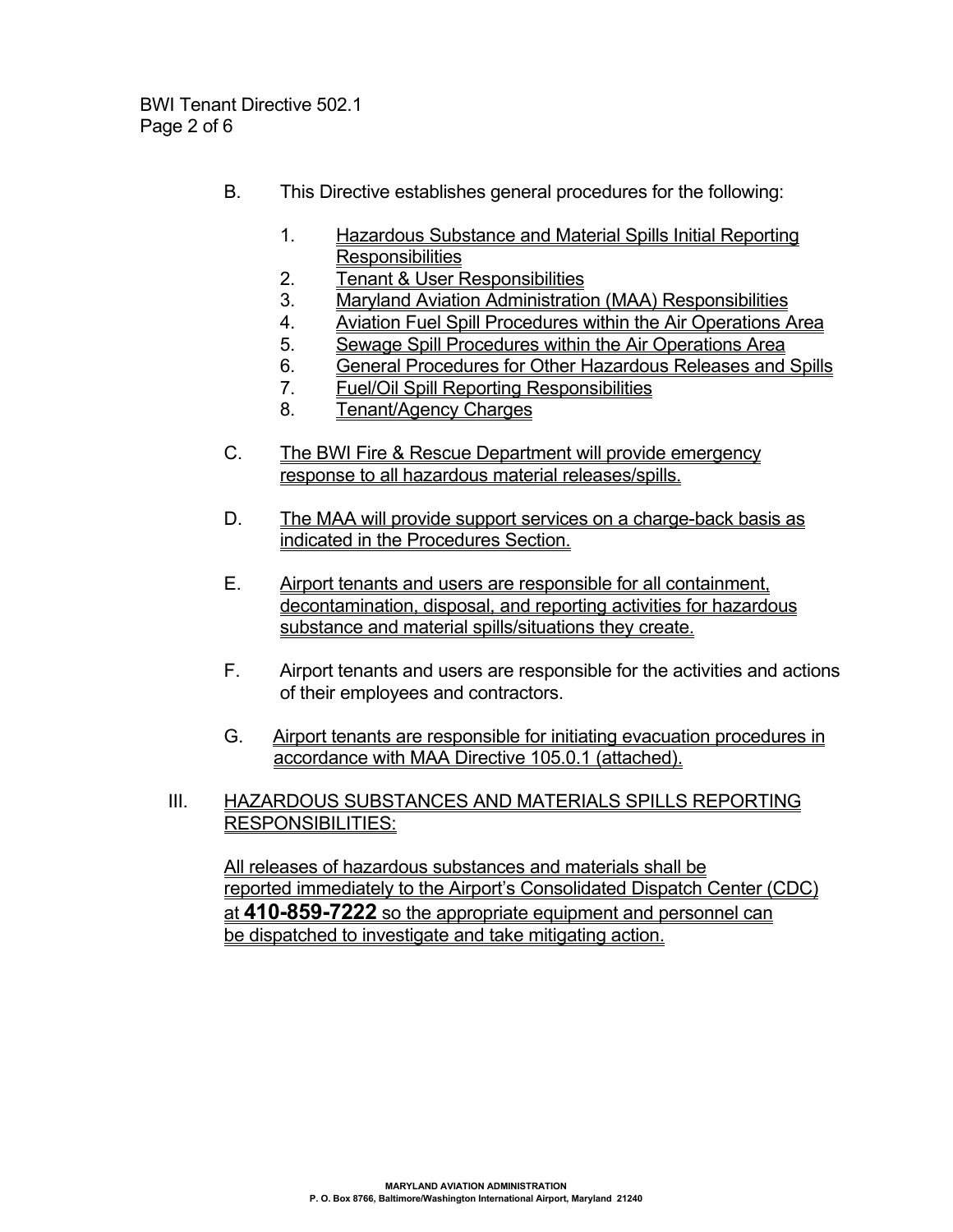B. This Directive establishes general procedures for the following:

1. Hazardous Substance and Material Spills Initial Reporting Responsibilities
2. Tenant & User Responsibilities
3. Maryland Aviation Administration (MAA) Responsibilities
4. Aviation Fuel Spill Procedures within the Air Operations Area
5. Sewage Spill Procedures within the Air Operations Area
6. General Procedures for Other Hazardous Releases and Spills
7. Fuel/Oil Spill Reporting Responsibilities
8. Tenant/Agency Charges

C. The BWI Fire & Rescue Department will provide emergency response to all hazardous material releases/spills.

D. The MAA will provide support services on a charge-back basis as indicated in the Procedures Section.

E. Airport tenants and users are responsible for all containment, decontamination, disposal, and reporting activities for hazardous substance and material spills/situations they create.

F. Airport tenants and users are responsible for the activities and actions of their employees and contractors.

G. Airport tenants are responsible for initiating evacuation procedures in accordance with MAA Directive 105.0.1 (attached).

## III. HAZARDOUS SUBSTANCES AND MATERIALS SPILLS REPORTING RESPONSIBILITIES:

All releases of hazardous substances and materials shall be reported immediately to the Airport's Consolidated Dispatch Center (CDC) at **410-859-7222** so the appropriate equipment and personnel can be dispatched to investigate and take mitigating action.

MARYLAND AVIATION ADMINISTRATION
P. O. Box 8766, Baltimore/Washington International Airport, Maryland 21240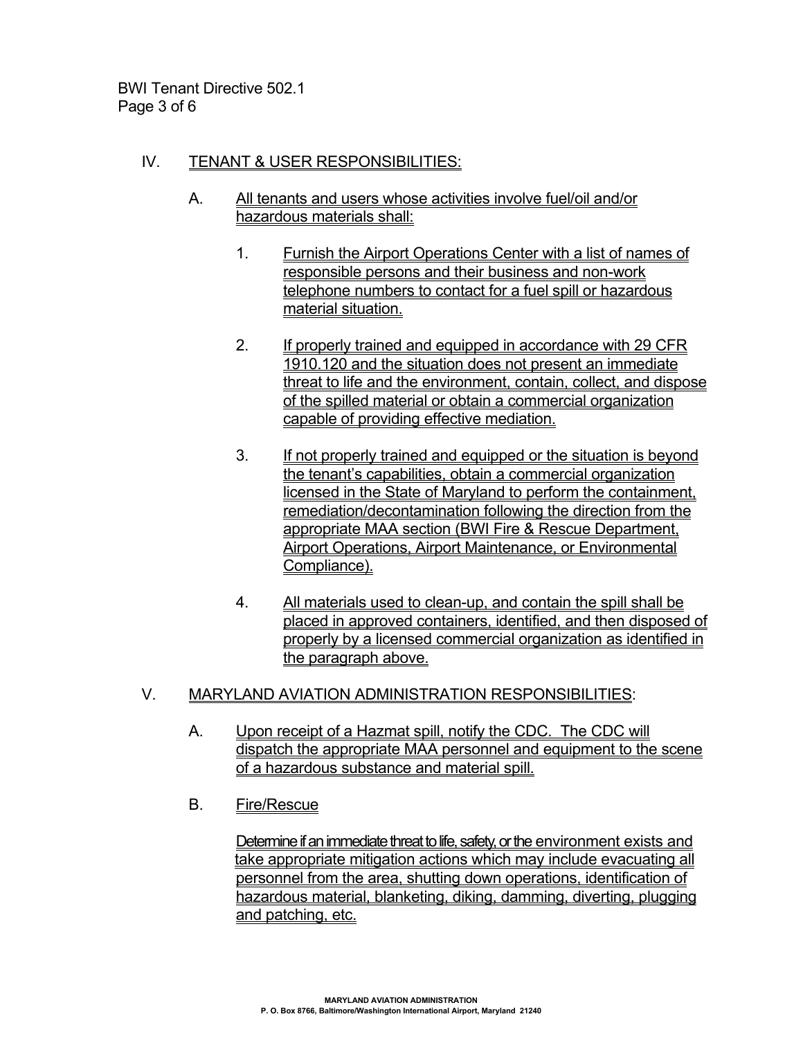## IV. TENANT & USER RESPONSIBILITIES:

A. All tenants and users whose activities involve fuel/oil and/or hazardous materials shall:

1. Furnish the Airport Operations Center with a list of names of responsible persons and their business and non-work telephone numbers to contact for a fuel spill or hazardous material situation.

2. If properly trained and equipped in accordance with 29 CFR 1910.120 and the situation does not present an immediate threat to life and the environment, contain, collect, and dispose of the spilled material or obtain a commercial organization capable of providing effective mediation.

3. If not properly trained and equipped or the situation is beyond the tenant's capabilities, obtain a commercial organization licensed in the State of Maryland to perform the containment, remediation/decontamination following the direction from the appropriate MAA section (BWI Fire & Rescue Department, Airport Operations, Airport Maintenance, or Environmental Compliance).

4. All materials used to clean-up, and contain the spill shall be placed in approved containers, identified, and then disposed of properly by a licensed commercial organization as identified in the paragraph above.

## V. MARYLAND AVIATION ADMINISTRATION RESPONSIBILITIES:

A. Upon receipt of a Hazmat spill, notify the CDC. The CDC will dispatch the appropriate MAA personnel and equipment to the scene of a hazardous substance and material spill.

B. Fire/Rescue

Determine if an immediate threat to life, safety, or the environment exists and take appropriate mitigation actions which may include evacuating all personnel from the area, shutting down operations, identification of hazardous material, blanketing, diking, damming, diverting, plugging and patching, etc.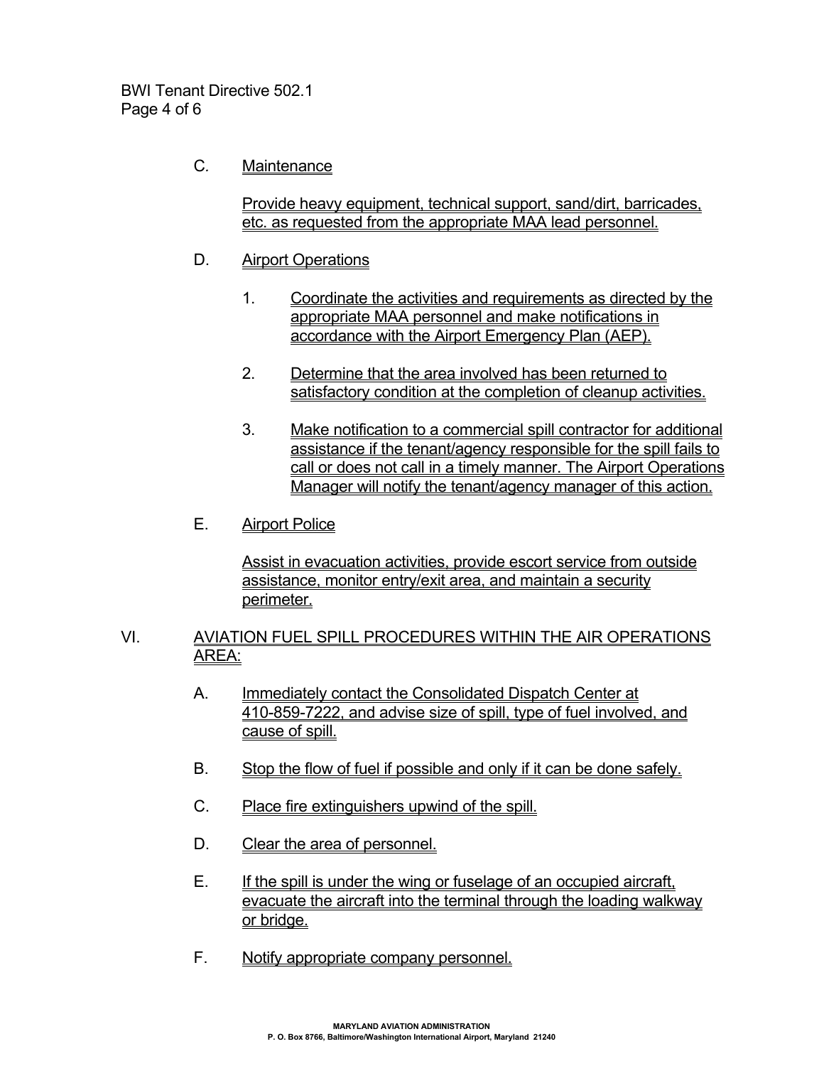C. Maintenance

Provide heavy equipment, technical support, sand/dirt, barricades, etc. as requested from the appropriate MAA lead personnel.

D. Airport Operations

1. Coordinate the activities and requirements as directed by the appropriate MAA personnel and make notifications in accordance with the Airport Emergency Plan (AEP).

2. Determine that the area involved has been returned to satisfactory condition at the completion of cleanup activities.

3. Make notification to a commercial spill contractor for additional assistance if the tenant/agency responsible for the spill fails to call or does not call in a timely manner. The Airport Operations Manager will notify the tenant/agency manager of this action.

E. Airport Police

Assist in evacuation activities, provide escort service from outside assistance, monitor entry/exit area, and maintain a security perimeter.

## VI. AVIATION FUEL SPILL PROCEDURES WITHIN THE AIR OPERATIONS AREA:

A. Immediately contact the Consolidated Dispatch Center at 410-859-7222, and advise size of spill, type of fuel involved, and cause of spill.

B. Stop the flow of fuel if possible and only if it can be done safely.

C. Place fire extinguishers upwind of the spill.

D. Clear the area of personnel.

E. If the spill is under the wing or fuselage of an occupied aircraft, evacuate the aircraft into the terminal through the loading walkway or bridge.

F. Notify appropriate company personnel.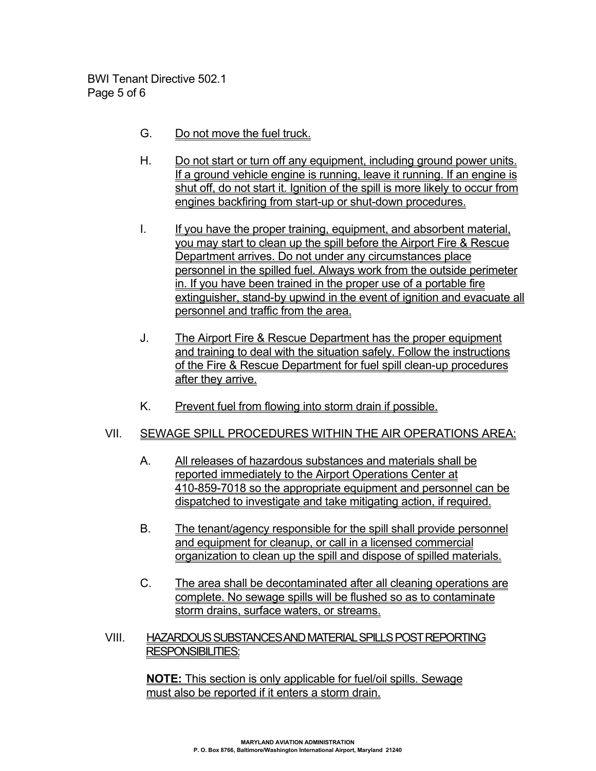G. Do not move the fuel truck.

H. Do not start or turn off any equipment, including ground power units. If a ground vehicle engine is running, leave it running. If an engine is shut off, do not start it. Ignition of the spill is more likely to occur from engines backfiring from start-up or shut-down procedures.

I. If you have the proper training, equipment, and absorbent material, you may start to clean up the spill before the Airport Fire & Rescue Department arrives. Do not under any circumstances place personnel in the spilled fuel. Always work from the outside perimeter in. If you have been trained in the proper use of a portable fire extinguisher, stand-by upwind in the event of ignition and evacuate all personnel and traffic from the area.

J. The Airport Fire & Rescue Department has the proper equipment and training to deal with the situation safely. Follow the instructions of the Fire & Rescue Department for fuel spill clean-up procedures after they arrive.

K. Prevent fuel from flowing into storm drain if possible.

## VII. SEWAGE SPILL PROCEDURES WITHIN THE AIR OPERATIONS AREA:

A. All releases of hazardous substances and materials shall be reported immediately to the Airport Operations Center at 410-859-7018 so the appropriate equipment and personnel can be dispatched to investigate and take mitigating action, if required.

B. The tenant/agency responsible for the spill shall provide personnel and equipment for cleanup, or call in a licensed commercial organization to clean up the spill and dispose of spilled materials.

C. The area shall be decontaminated after all cleaning operations are complete. No sewage spills will be flushed so as to contaminate storm drains, surface waters, or streams.

## VIII. HAZARDOUS SUBSTANCES AND MATERIAL SPILLS POST REPORTING RESPONSIBILITIES:

**NOTE:** This section is only applicable for fuel/oil spills. Sewage must also be reported if it enters a storm drain.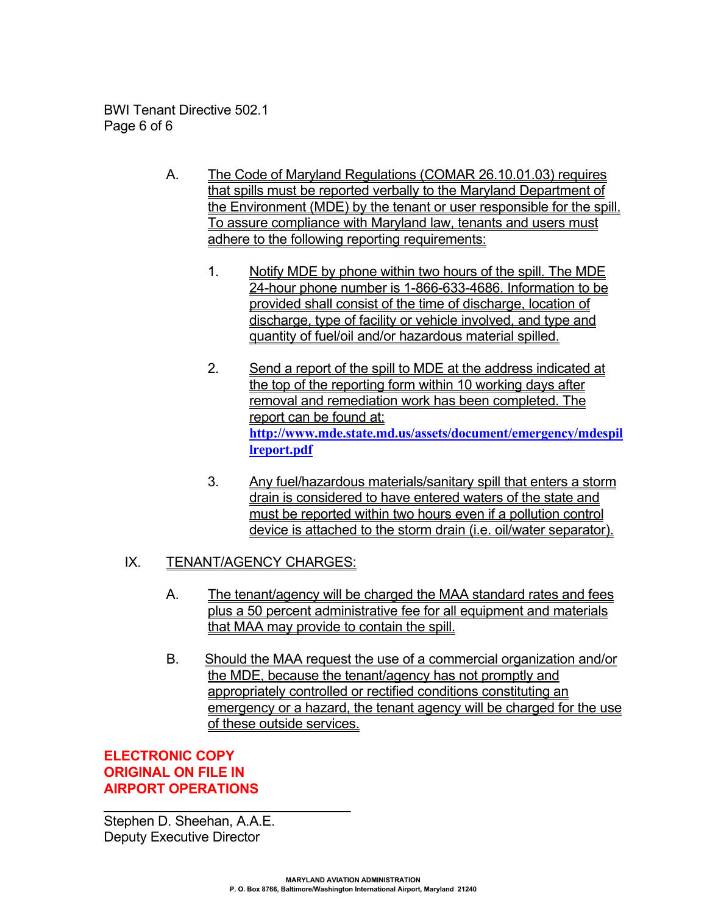A. The Code of Maryland Regulations (COMAR 26.10.01.03) requires that spills must be reported verbally to the Maryland Department of the Environment (MDE) by the tenant or user responsible for the spill. To assure compliance with Maryland law, tenants and users must adhere to the following reporting requirements:

   1. Notify MDE by phone within two hours of the spill. The MDE 24-hour phone number is 1-866-633-4686. Information to be provided shall consist of the time of discharge, location of discharge, type of facility or vehicle involved, and type and quantity of fuel/oil and/or hazardous material spilled.

   2. Send a report of the spill to MDE at the address indicated at the top of the reporting form within 10 working days after removal and remediation work has been completed. The report can be found at: **http://www.mde.state.md.us/assets/document/emergency/mdespillreport.pdf**

   3. Any fuel/hazardous materials/sanitary spill that enters a storm drain is considered to have entered waters of the state and must be reported within two hours even if a pollution control device is attached to the storm drain (i.e. oil/water separator).

## IX. TENANT/AGENCY CHARGES:

A. The tenant/agency will be charged the MAA standard rates and fees plus a 50 percent administrative fee for all equipment and materials that MAA may provide to contain the spill.

B. Should the MAA request the use of a commercial organization and/or the MDE, because the tenant/agency has not promptly and appropriately controlled or rectified conditions constituting an emergency or a hazard, the tenant agency will be charged for the use of these outside services.

**ELECTRONIC COPY**
**ORIGINAL ON FILE IN**
**AIRPORT OPERATIONS**

\_\_\_\_\_\_\_\_\_\_\_\_\_\_\_\_\_\_\_\_\_\_\_\_\_\_\_\_\_\_\_\_\_\_

Stephen D. Sheehan, A.A.E.
Deputy Executive Director

**MARYLAND AVIATION ADMINISTRATION**
**P. O. Box 8766, Baltimore/Washington International Airport, Maryland 21240**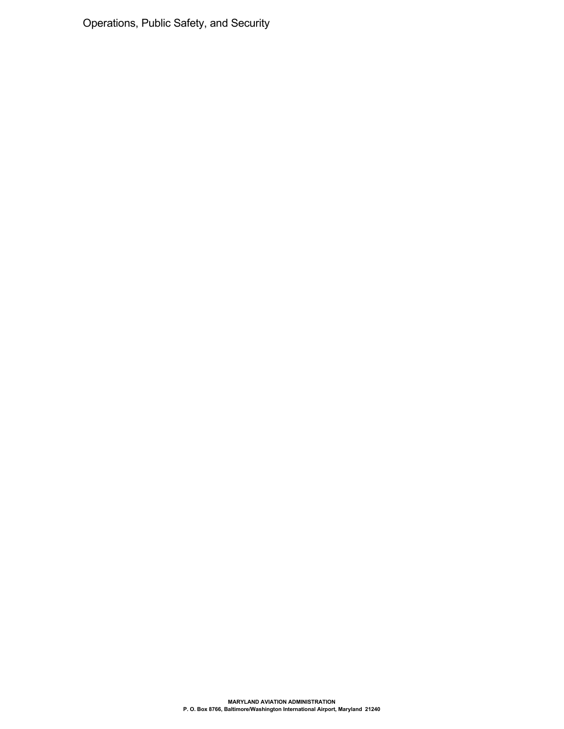Operations, Public Safety, and Security

**MARYLAND AVIATION ADMINISTRATION**
**P. O. Box 8766, Baltimore/Washington International Airport, Maryland 21240**